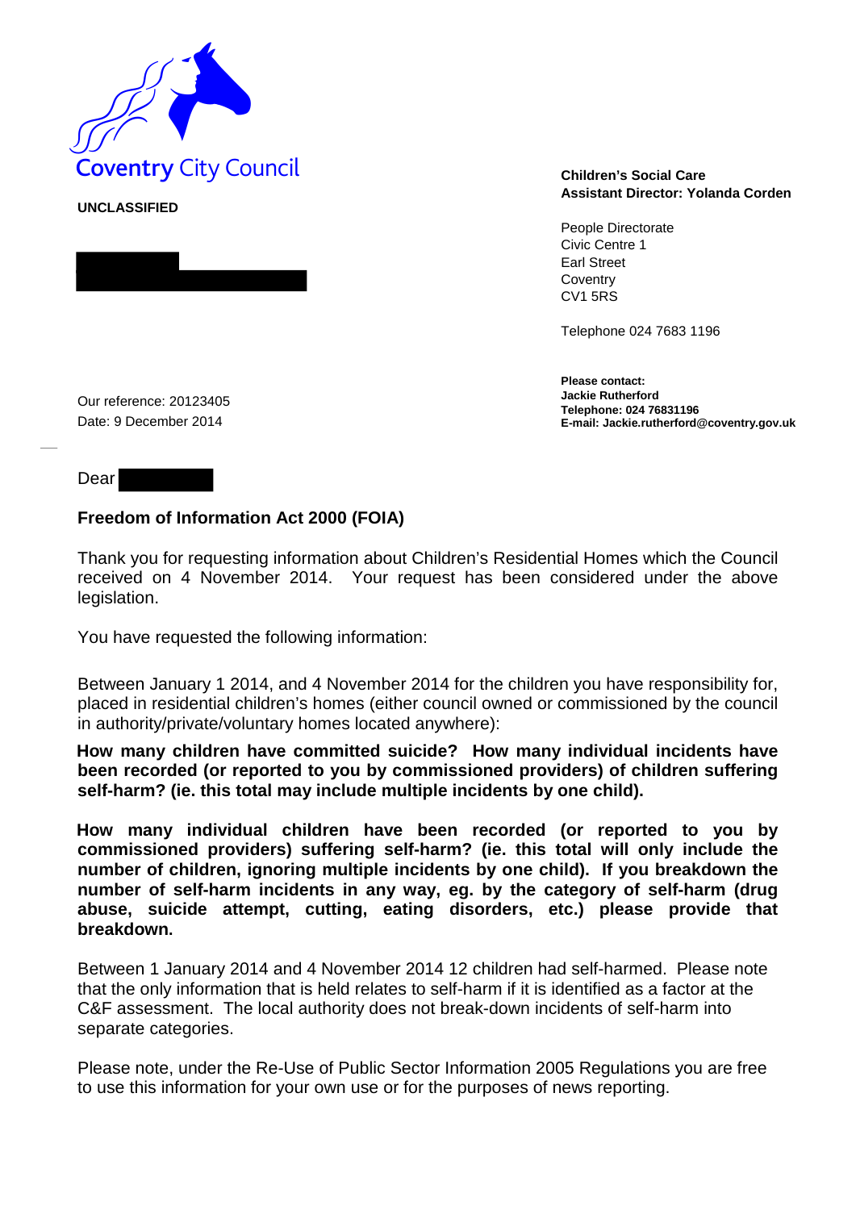Coventry City Council

**UNCLASSIFIED**

**Children's Social Care**
**Assistant Director: Yolanda Corden**

People Directorate
Civic Centre 1
Earl Street
Coventry
CV1 5RS

Telephone 024 7683 1196

**Please contact:**
**Jackie Rutherford**
**Telephone: 024 76831196**
**E-mail: Jackie.rutherford@coventry.gov.uk**

Our reference: 20123405
Date: 9 December 2014

Dear

**Freedom of Information Act 2000 (FOIA)**

Thank you for requesting information about Children's Residential Homes which the Council received on 4 November 2014. Your request has been considered under the above legislation.

You have requested the following information:

Between January 1 2014, and 4 November 2014 for the children you have responsibility for, placed in residential children's homes (either council owned or commissioned by the council in authority/private/voluntary homes located anywhere):

**How many children have committed suicide? How many individual incidents have been recorded (or reported to you by commissioned providers) of children suffering self-harm? (ie. this total may include multiple incidents by one child).**

**How many individual children have been recorded (or reported to you by commissioned providers) suffering self-harm? (ie. this total will only include the number of children, ignoring multiple incidents by one child). If you breakdown the number of self-harm incidents in any way, eg. by the category of self-harm (drug abuse, suicide attempt, cutting, eating disorders, etc.) please provide that breakdown.**

Between 1 January 2014 and 4 November 2014 12 children had self-harmed. Please note that the only information that is held relates to self-harm if it is identified as a factor at the C&F assessment. The local authority does not break-down incidents of self-harm into separate categories.

Please note, under the Re-Use of Public Sector Information 2005 Regulations you are free to use this information for your own use or for the purposes of news reporting.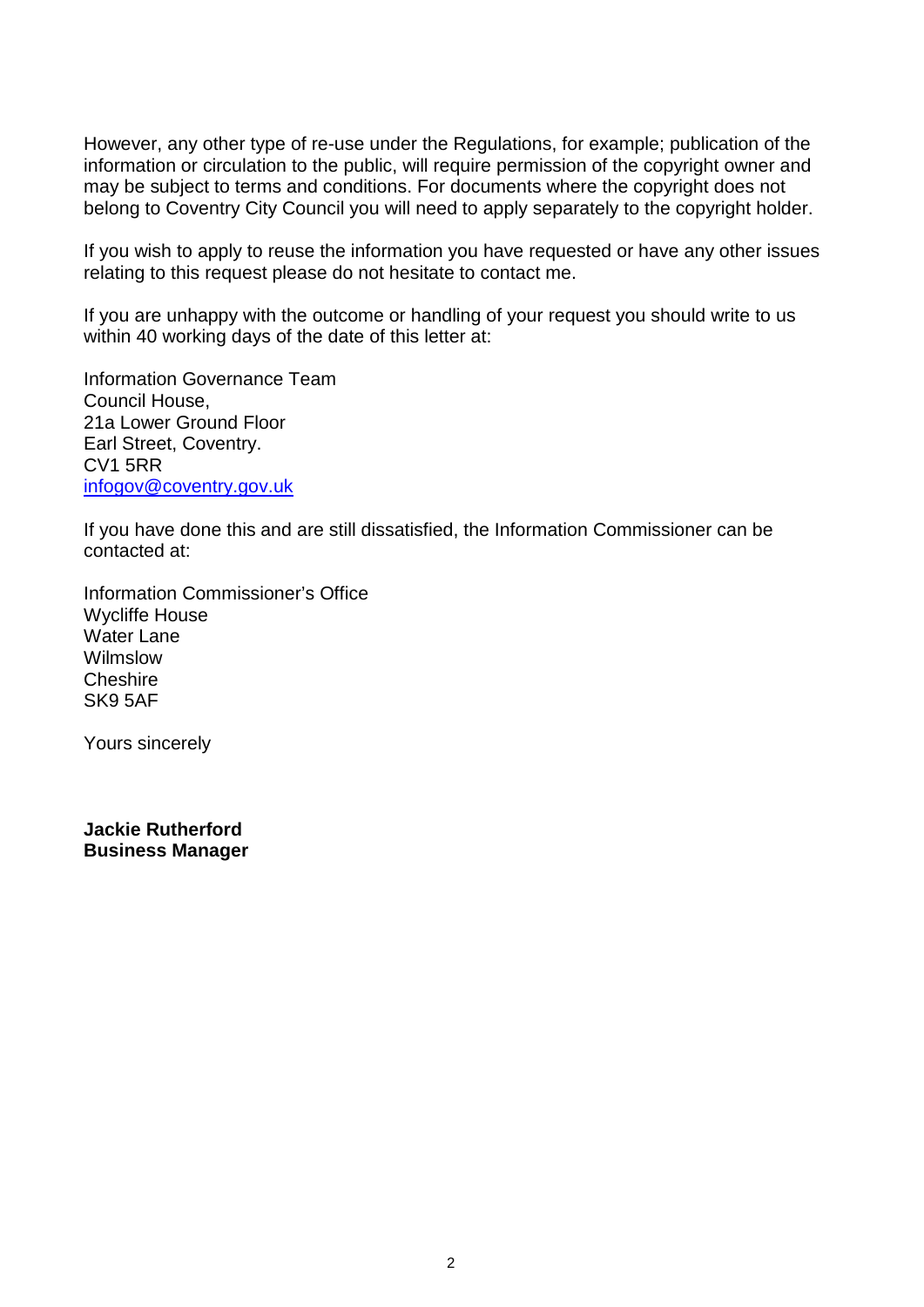However, any other type of re-use under the Regulations, for example; publication of the information or circulation to the public, will require permission of the copyright owner and may be subject to terms and conditions. For documents where the copyright does not belong to Coventry City Council you will need to apply separately to the copyright holder.

If you wish to apply to reuse the information you have requested or have any other issues relating to this request please do not hesitate to contact me.

If you are unhappy with the outcome or handling of your request you should write to us within 40 working days of the date of this letter at:

Information Governance Team  
Council House,  
21a Lower Ground Floor  
Earl Street, Coventry.  
CV1 5RR  
infogov@coventry.gov.uk

If you have done this and are still dissatisfied, the Information Commissioner can be contacted at:

Information Commissioner's Office  
Wycliffe House  
Water Lane  
Wilmslow  
Cheshire  
SK9 5AF

Yours sincerely

**Jackie Rutherford**  
**Business Manager**